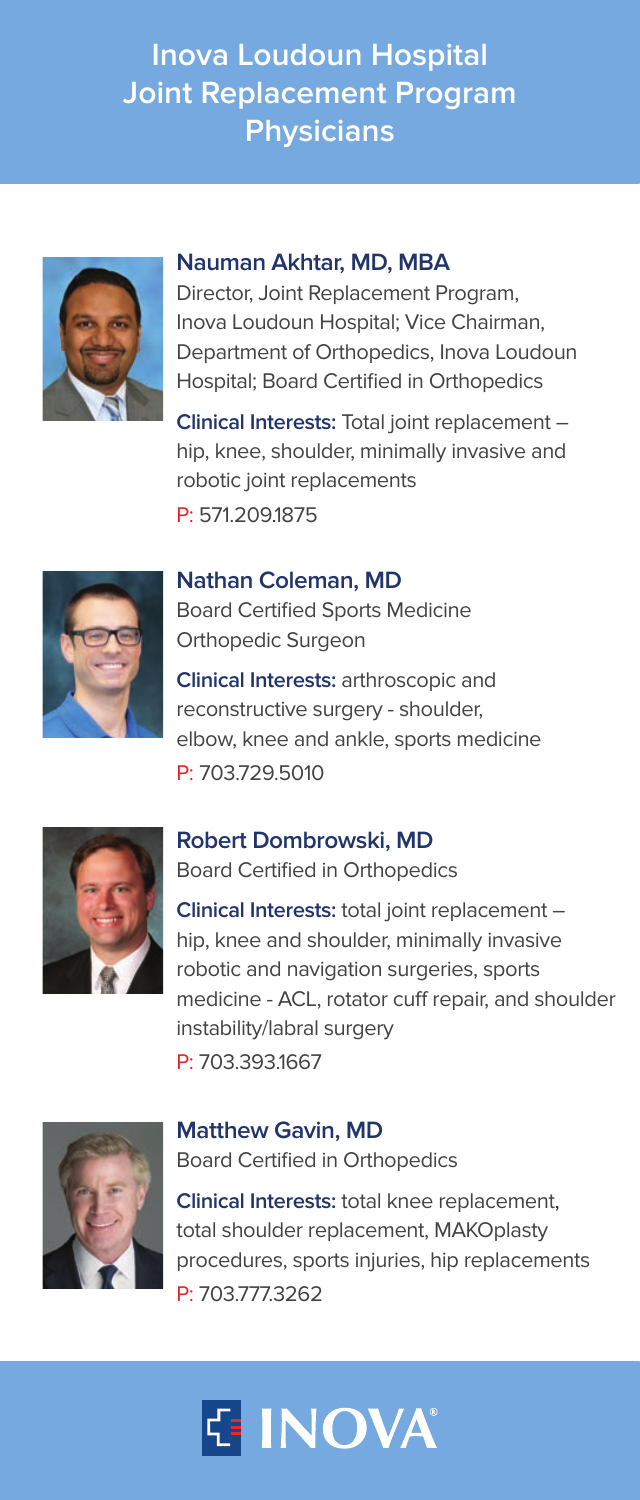# Inova Loudoun Hospital Joint Replacement Program Physicians

## Nauman Akhtar, MD, MBA

Director, Joint Replacement Program, Inova Loudoun Hospital; Vice Chairman, Department of Orthopedics, Inova Loudoun Hospital; Board Certified in Orthopedics

**Clinical Interests:** Total joint replacement – hip, knee, shoulder, minimally invasive and robotic joint replacements

P: 571.209.1875

## Nathan Coleman, MD

Board Certified Sports Medicine Orthopedic Surgeon

**Clinical Interests:** arthroscopic and reconstructive surgery - shoulder, elbow, knee and ankle, sports medicine

P: 703.729.5010

## Robert Dombrowski, MD

Board Certified in Orthopedics

**Clinical Interests:** total joint replacement – hip, knee and shoulder, minimally invasive robotic and navigation surgeries, sports medicine - ACL, rotator cuff repair, and shoulder instability/labral surgery

P: 703.393.1667

## Matthew Gavin, MD

Board Certified in Orthopedics

**Clinical Interests:** total knee replacement, total shoulder replacement, MAKOplasty procedures, sports injuries, hip replacements

P: 703.777.3262

INOVA®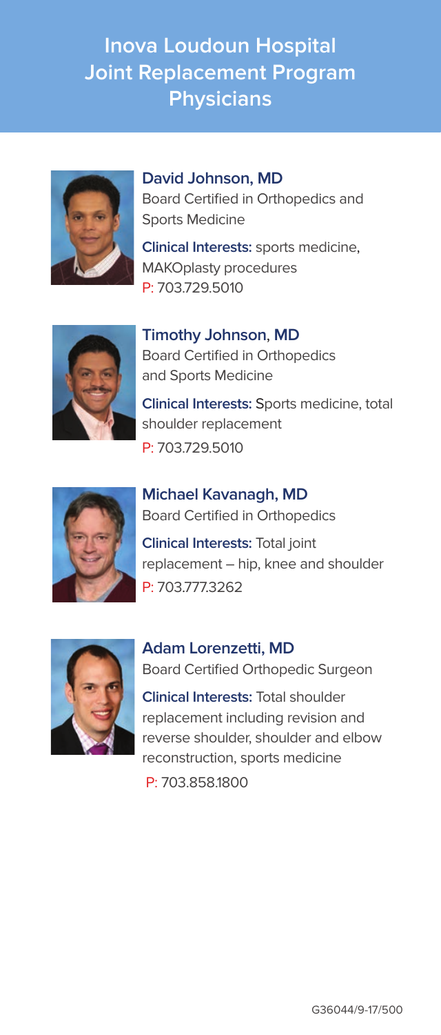# Inova Loudoun Hospital Joint Replacement Program Physicians

**David Johnson, MD**
Board Certified in Orthopedics and Sports Medicine

**Clinical Interests:** sports medicine, MAKOplasty procedures
P: 703.729.5010

**Timothy Johnson, MD**
Board Certified in Orthopedics and Sports Medicine

**Clinical Interests:** Sports medicine, total shoulder replacement
P: 703.729.5010

**Michael Kavanagh, MD**
Board Certified in Orthopedics

**Clinical Interests:** Total joint replacement – hip, knee and shoulder
P: 703.777.3262

**Adam Lorenzetti, MD**
Board Certified Orthopedic Surgeon

**Clinical Interests:** Total shoulder replacement including revision and reverse shoulder, shoulder and elbow reconstruction, sports medicine
P: 703.858.1800

G36044/9-17/500